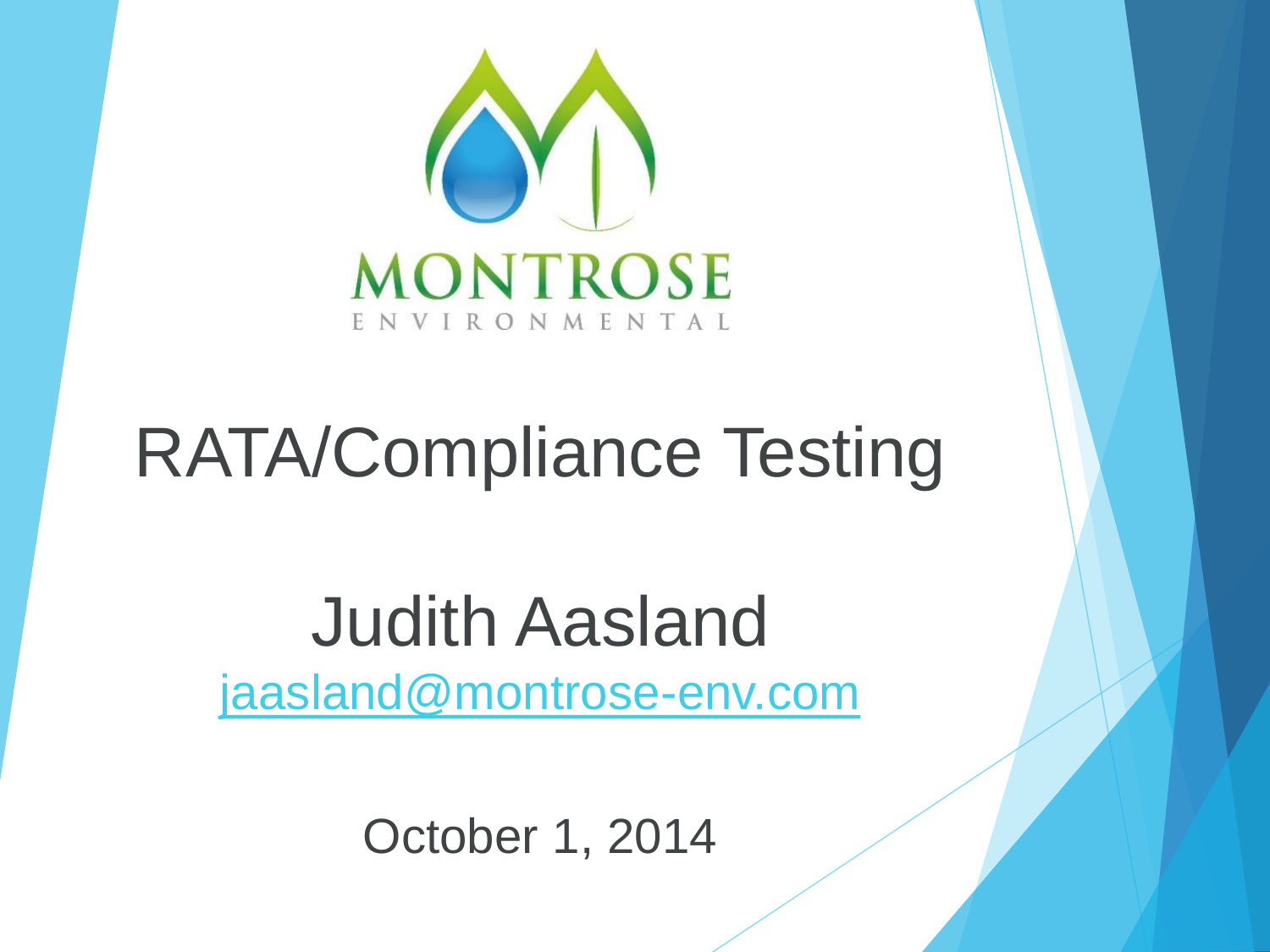MONTROSE

ENVIRONMENTAL

# RATA/Compliance Testing

## Judith Aasland

jaasland@montrose-env.com

October 1, 2014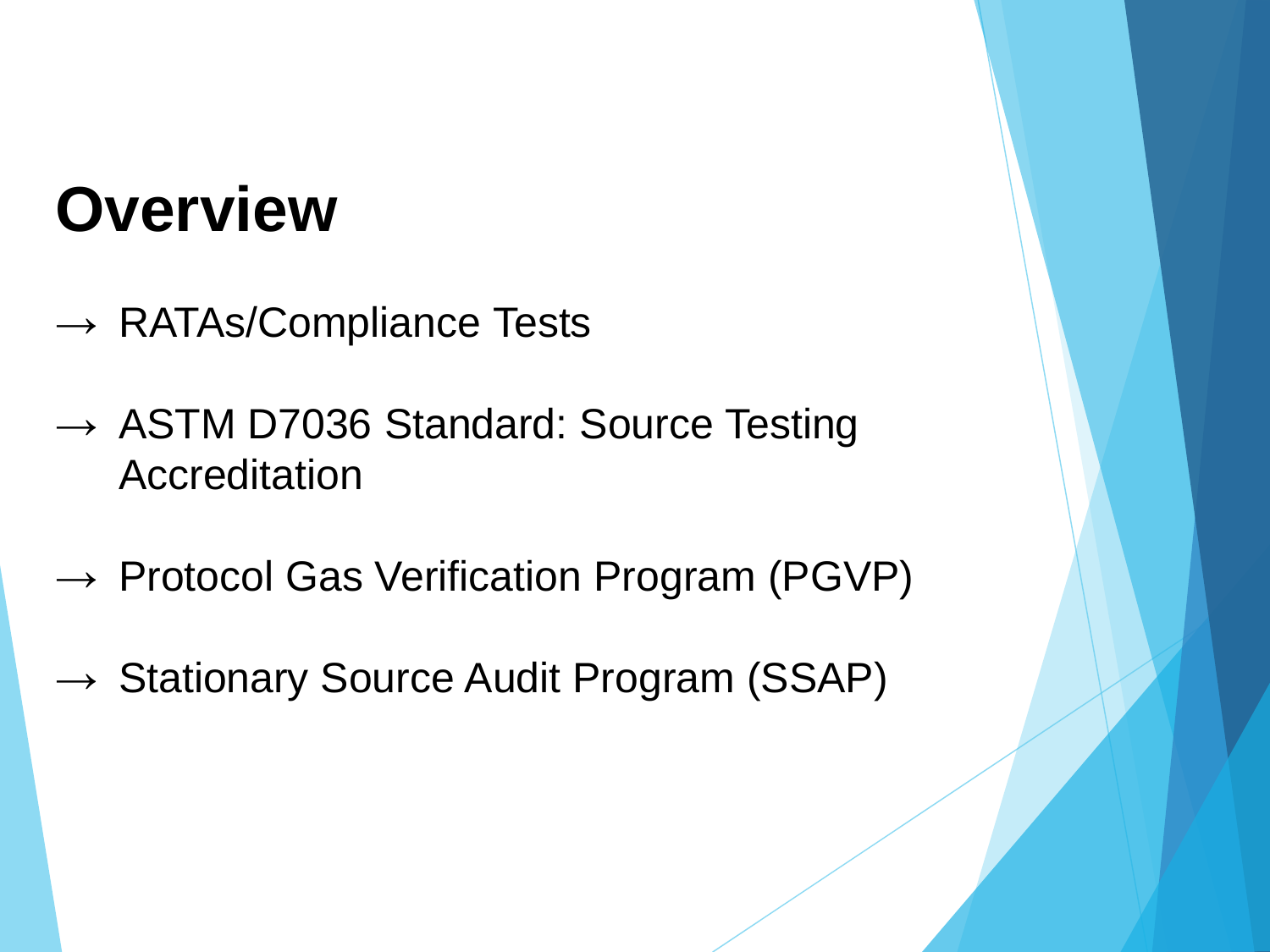# Overview

- → RATAs/Compliance Tests
- → ASTM D7036 Standard: Source Testing Accreditation
- → Protocol Gas Verification Program (PGVP)
- → Stationary Source Audit Program (SSAP)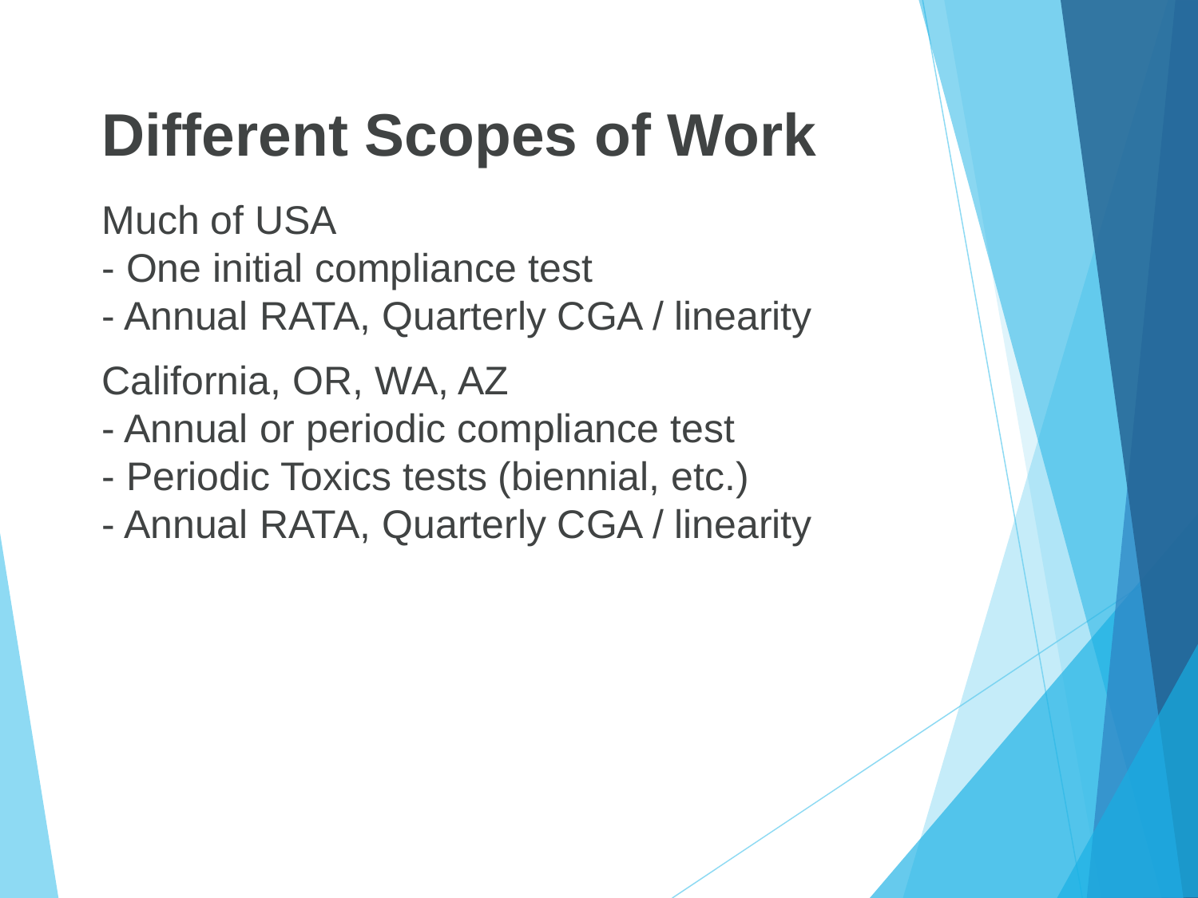# Different Scopes of Work

Much of USA

- One initial compliance test
- Annual RATA, Quarterly CGA / linearity

California, OR, WA, AZ

- Annual or periodic compliance test
- Periodic Toxics tests (biennial, etc.)
- Annual RATA, Quarterly CGA / linearity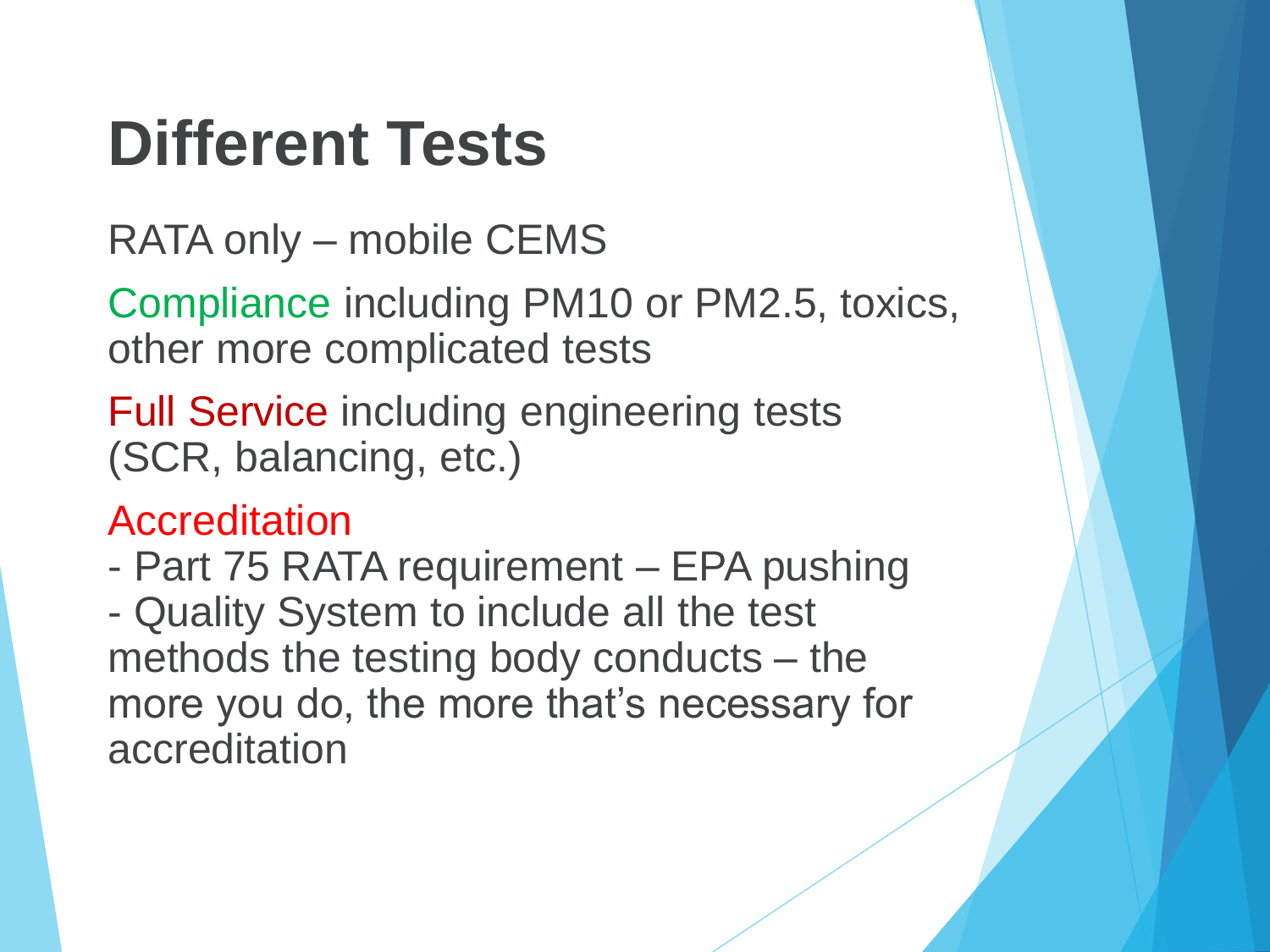# Different Tests

RATA only – mobile CEMS

Compliance including PM10 or PM2.5, toxics, other more complicated tests

Full Service including engineering tests (SCR, balancing, etc.)

Accreditation

- Part 75 RATA requirement – EPA pushing
- Quality System to include all the test methods the testing body conducts – the more you do, the more that's necessary for accreditation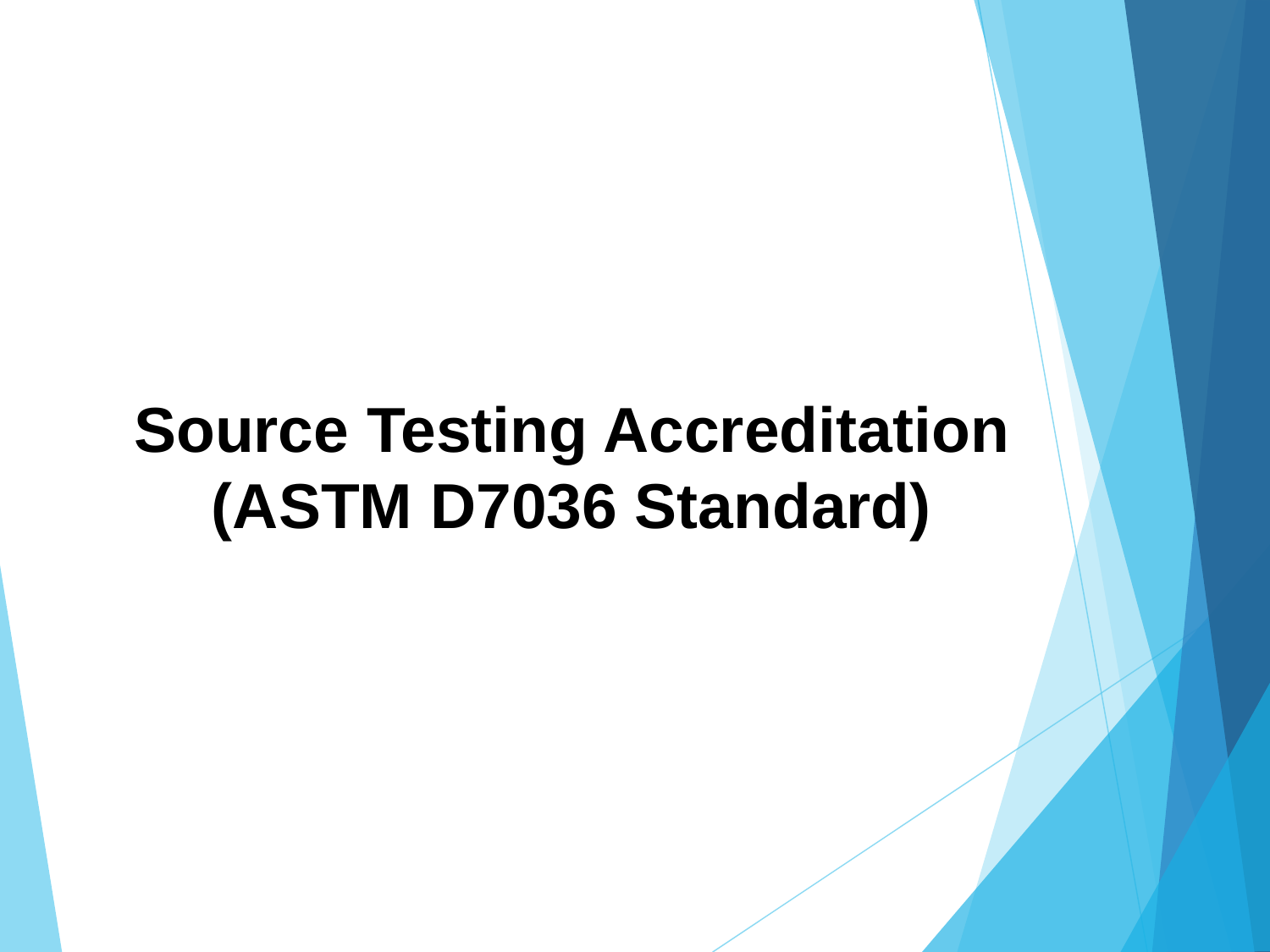# Source Testing Accreditation (ASTM D7036 Standard)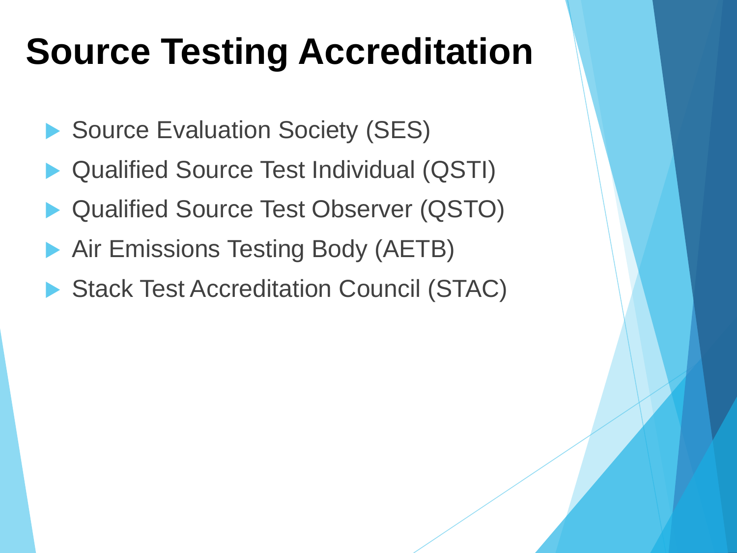# Source Testing Accreditation

- Source Evaluation Society (SES)
- Qualified Source Test Individual (QSTI)
- Qualified Source Test Observer (QSTO)
- Air Emissions Testing Body (AETB)
- Stack Test Accreditation Council (STAC)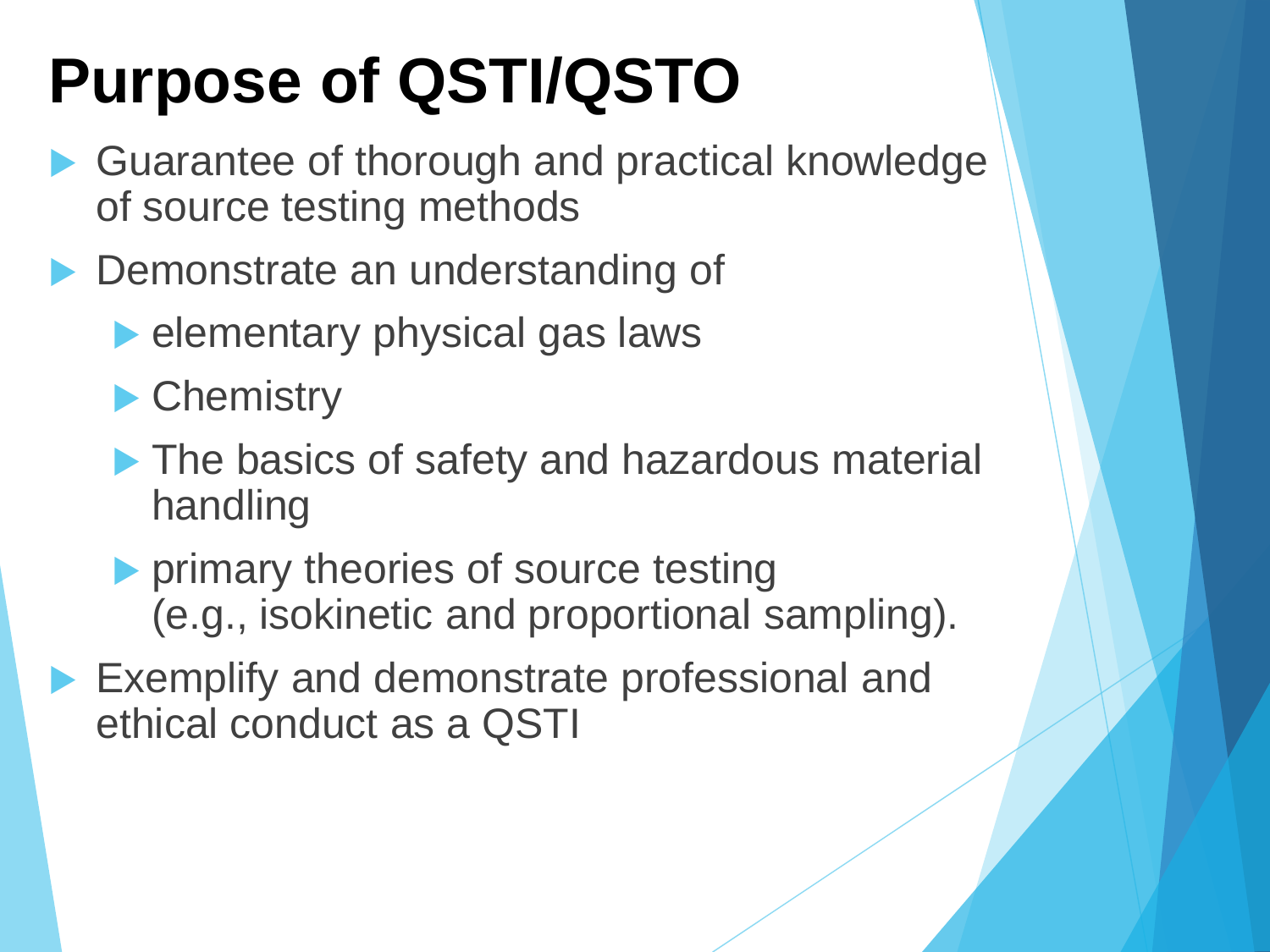# Purpose of QSTI/QSTO

- Guarantee of thorough and practical knowledge of source testing methods
- Demonstrate an understanding of
  - elementary physical gas laws
  - Chemistry
  - The basics of safety and hazardous material handling
  - primary theories of source testing (e.g., isokinetic and proportional sampling).
- Exemplify and demonstrate professional and ethical conduct as a QSTI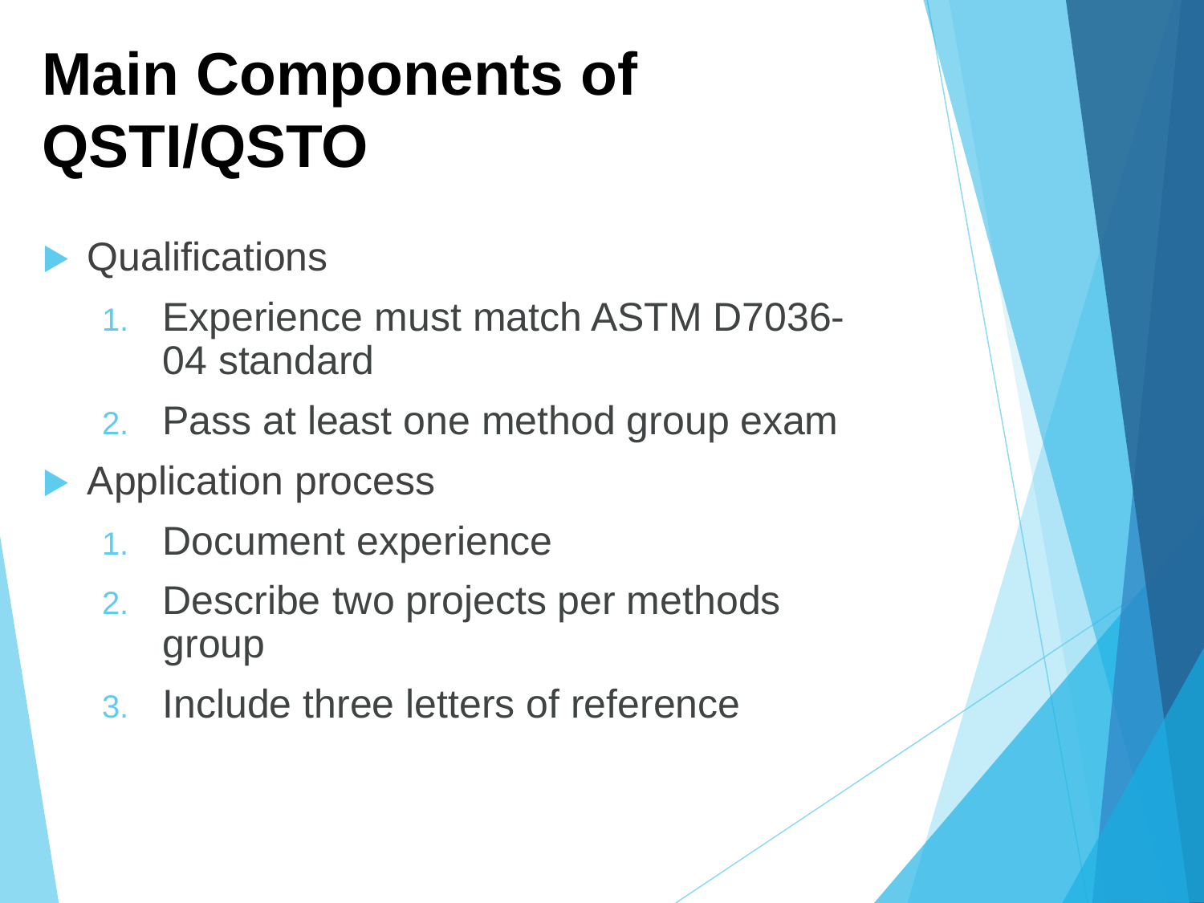# Main Components of QSTI/QSTO

- Qualifications
  1. Experience must match ASTM D7036-04 standard
  2. Pass at least one method group exam
- Application process
  1. Document experience
  2. Describe two projects per methods group
  3. Include three letters of reference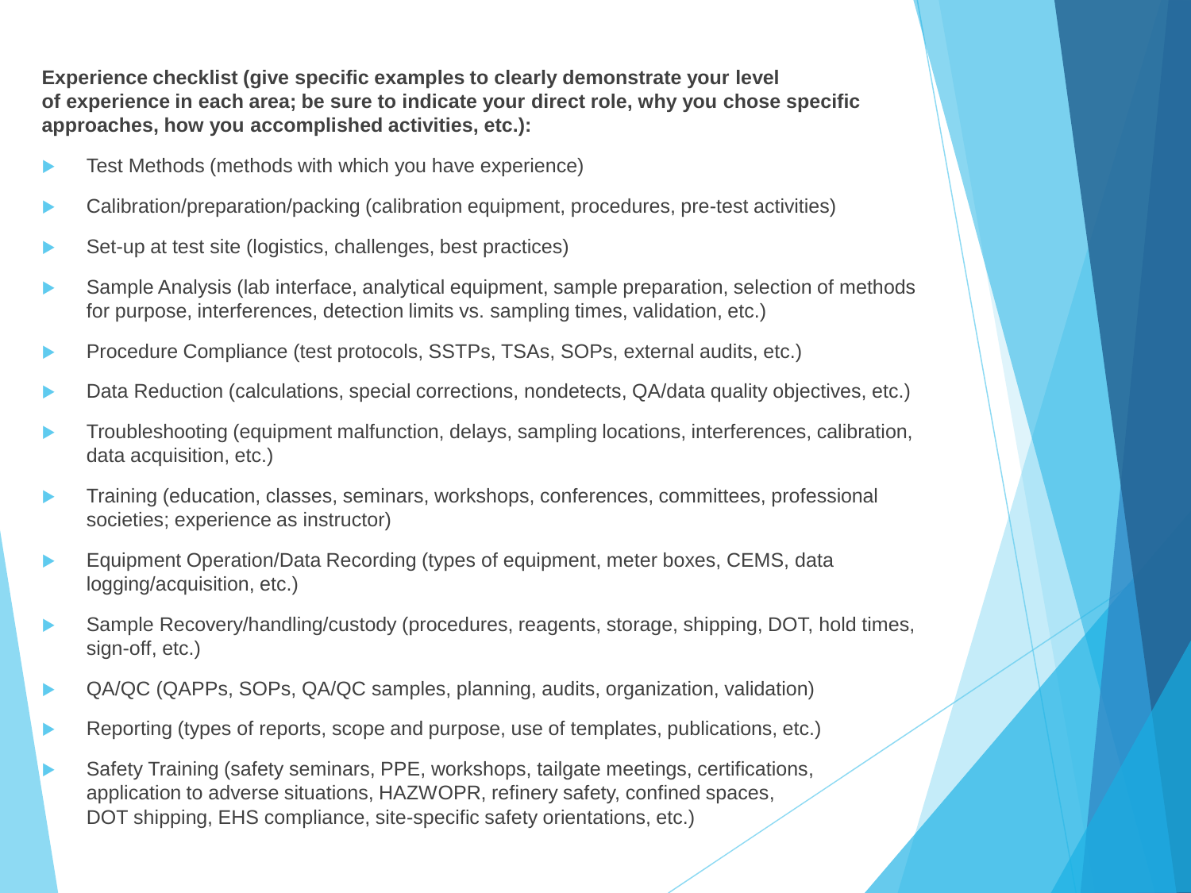**Experience checklist (give specific examples to clearly demonstrate your level of experience in each area; be sure to indicate your direct role, why you chose specific approaches, how you accomplished activities, etc.):**

- Test Methods (methods with which you have experience)
- Calibration/preparation/packing (calibration equipment, procedures, pre-test activities)
- Set-up at test site (logistics, challenges, best practices)
- Sample Analysis (lab interface, analytical equipment, sample preparation, selection of methods for purpose, interferences, detection limits vs. sampling times, validation, etc.)
- Procedure Compliance (test protocols, SSTPs, TSAs, SOPs, external audits, etc.)
- Data Reduction (calculations, special corrections, nondetects, QA/data quality objectives, etc.)
- Troubleshooting (equipment malfunction, delays, sampling locations, interferences, calibration, data acquisition, etc.)
- Training (education, classes, seminars, workshops, conferences, committees, professional societies; experience as instructor)
- Equipment Operation/Data Recording (types of equipment, meter boxes, CEMS, data logging/acquisition, etc.)
- Sample Recovery/handling/custody (procedures, reagents, storage, shipping, DOT, hold times, sign-off, etc.)
- QA/QC (QAPPs, SOPs, QA/QC samples, planning, audits, organization, validation)
- Reporting (types of reports, scope and purpose, use of templates, publications, etc.)
- Safety Training (safety seminars, PPE, workshops, tailgate meetings, certifications, application to adverse situations, HAZWOPR, refinery safety, confined spaces, DOT shipping, EHS compliance, site-specific safety orientations, etc.)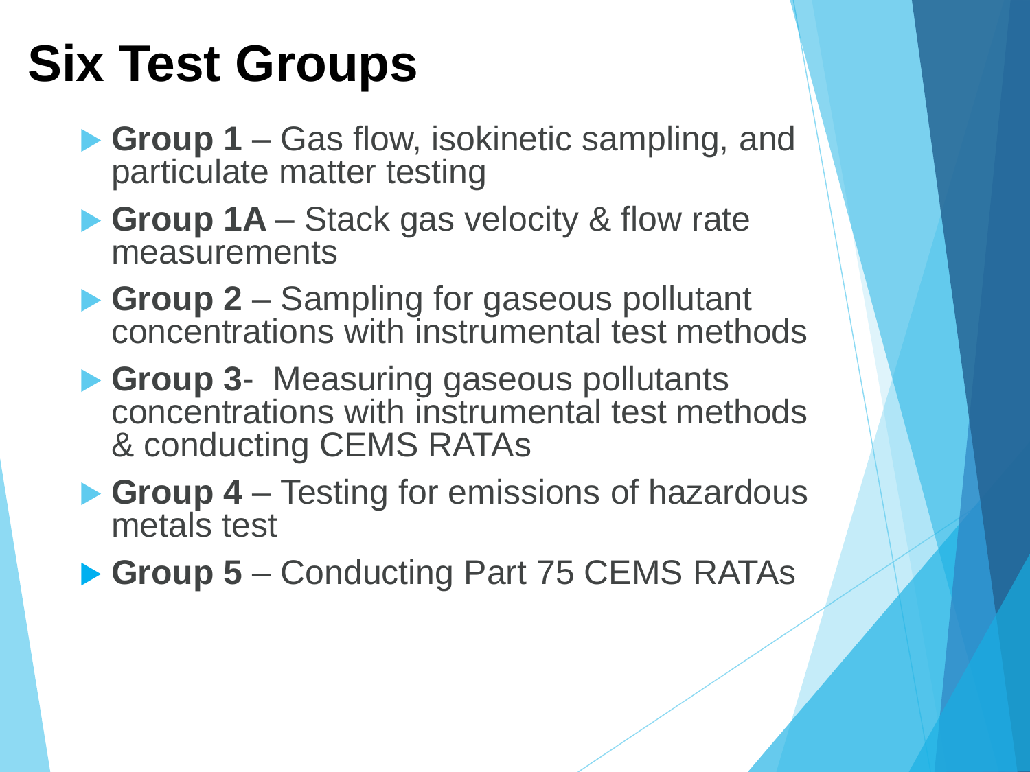# Six Test Groups

- **Group 1** – Gas flow, isokinetic sampling, and particulate matter testing
- **Group 1A** – Stack gas velocity & flow rate measurements
- **Group 2** – Sampling for gaseous pollutant concentrations with instrumental test methods
- **Group 3**- Measuring gaseous pollutants concentrations with instrumental test methods & conducting CEMS RATAs
- **Group 4** – Testing for emissions of hazardous metals test
- **Group 5** – Conducting Part 75 CEMS RATAs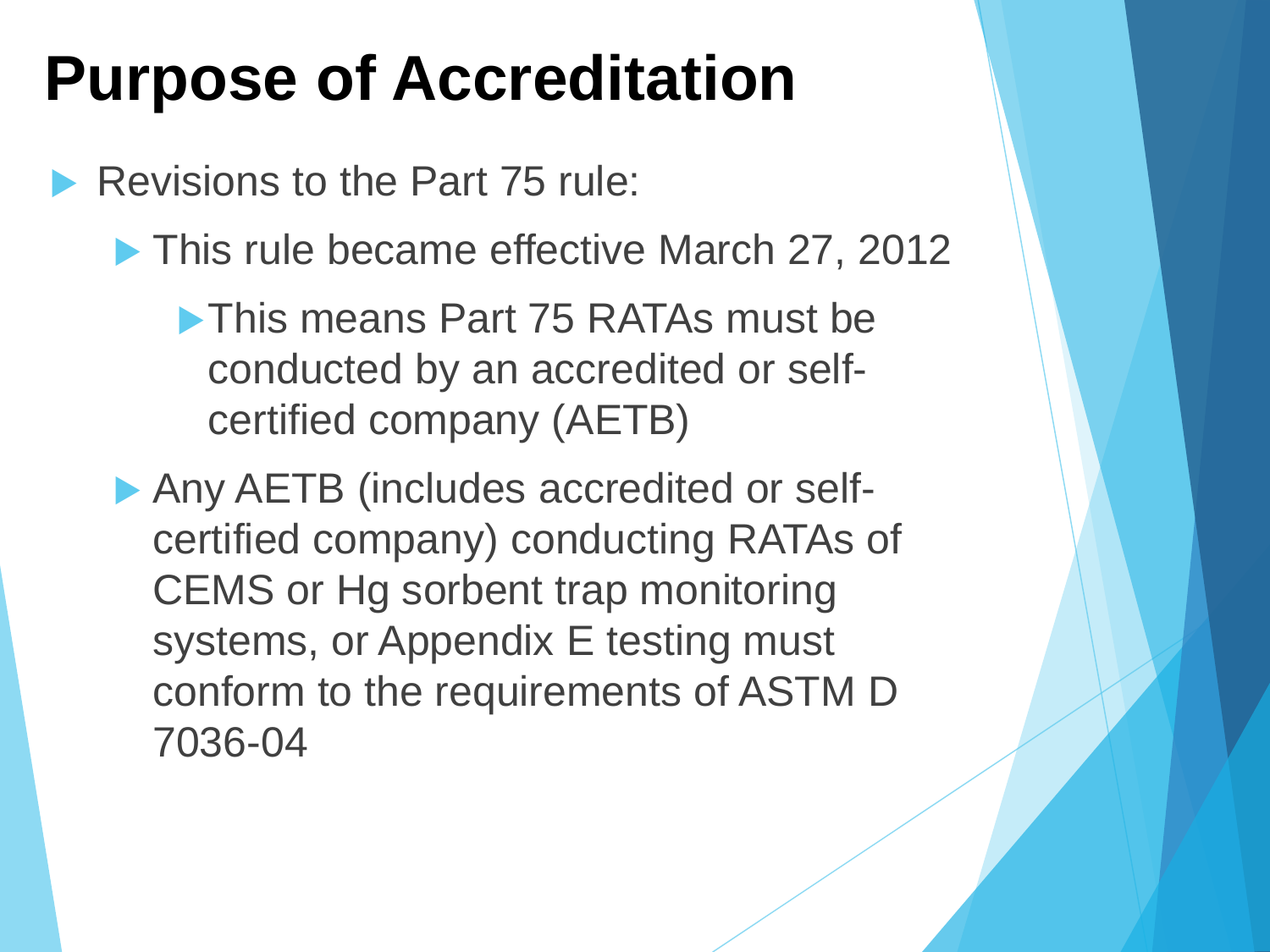# Purpose of Accreditation

- Revisions to the Part 75 rule:
  - This rule became effective March 27, 2012
    - This means Part 75 RATAs must be conducted by an accredited or self-certified company (AETB)
  - Any AETB (includes accredited or self-certified company) conducting RATAs of CEMS or Hg sorbent trap monitoring systems, or Appendix E testing must conform to the requirements of ASTM D 7036-04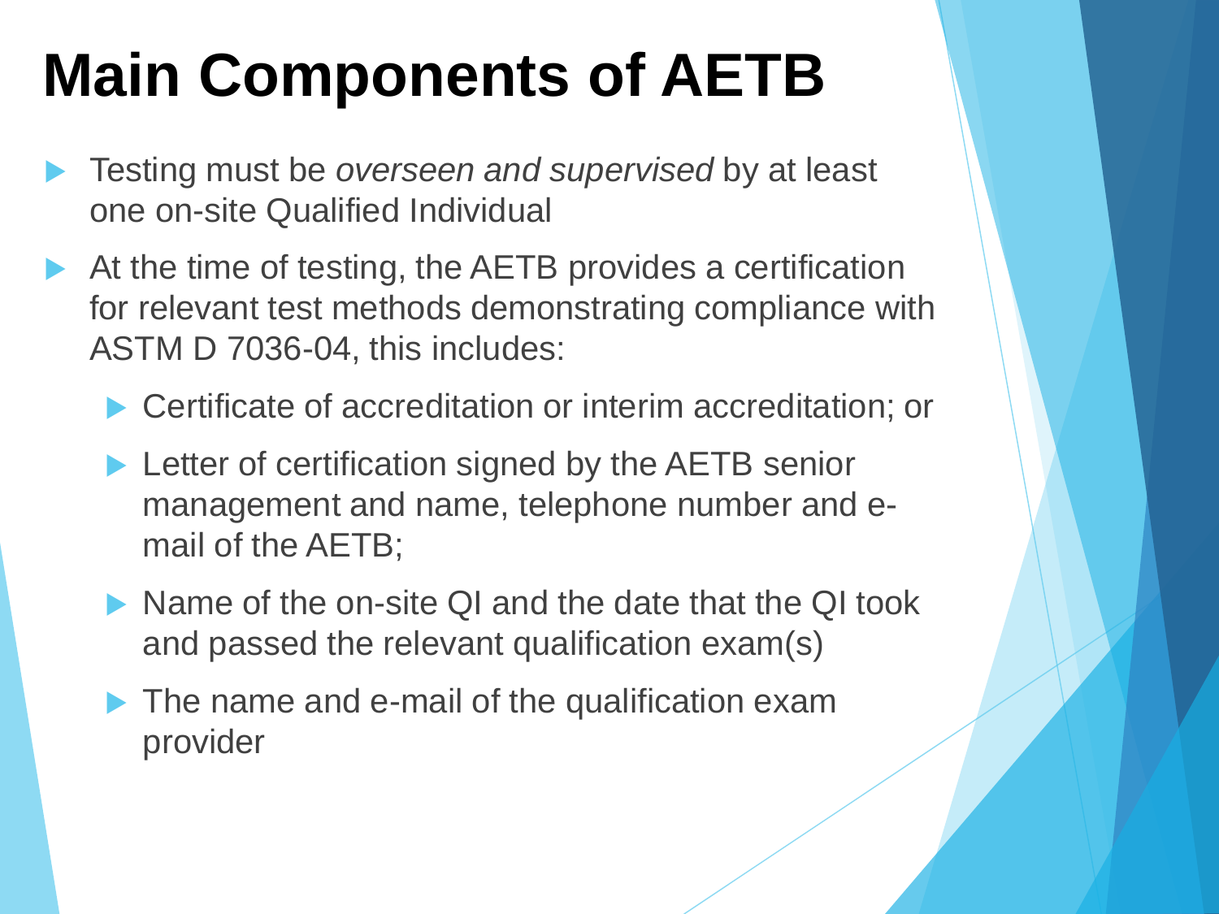# Main Components of AETB

- Testing must be *overseen and supervised* by at least one on-site Qualified Individual
- At the time of testing, the AETB provides a certification for relevant test methods demonstrating compliance with ASTM D 7036-04, this includes:
  - Certificate of accreditation or interim accreditation; or
  - Letter of certification signed by the AETB senior management and name, telephone number and e-mail of the AETB;
  - Name of the on-site QI and the date that the QI took and passed the relevant qualification exam(s)
  - The name and e-mail of the qualification exam provider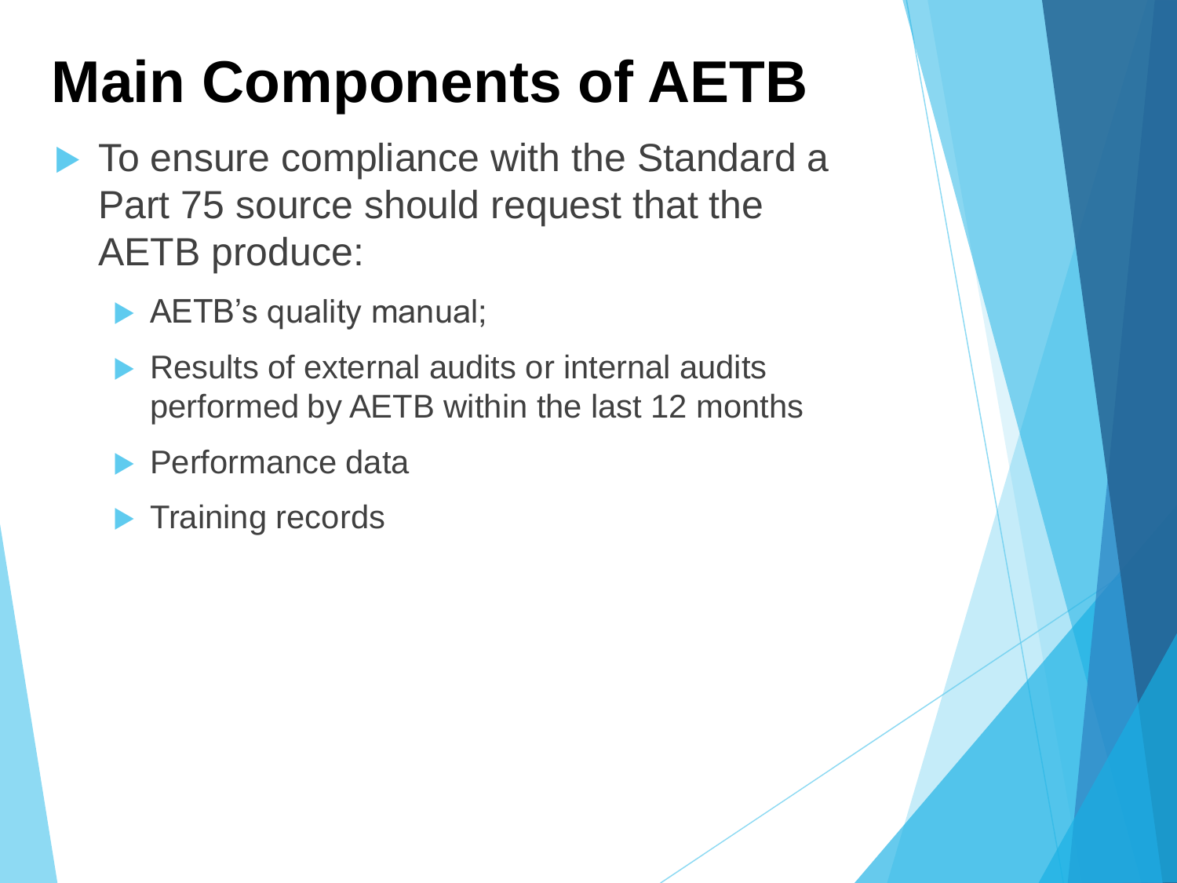# Main Components of AETB

- To ensure compliance with the Standard a Part 75 source should request that the AETB produce:
  - AETB's quality manual;
  - Results of external audits or internal audits performed by AETB within the last 12 months
  - Performance data
  - Training records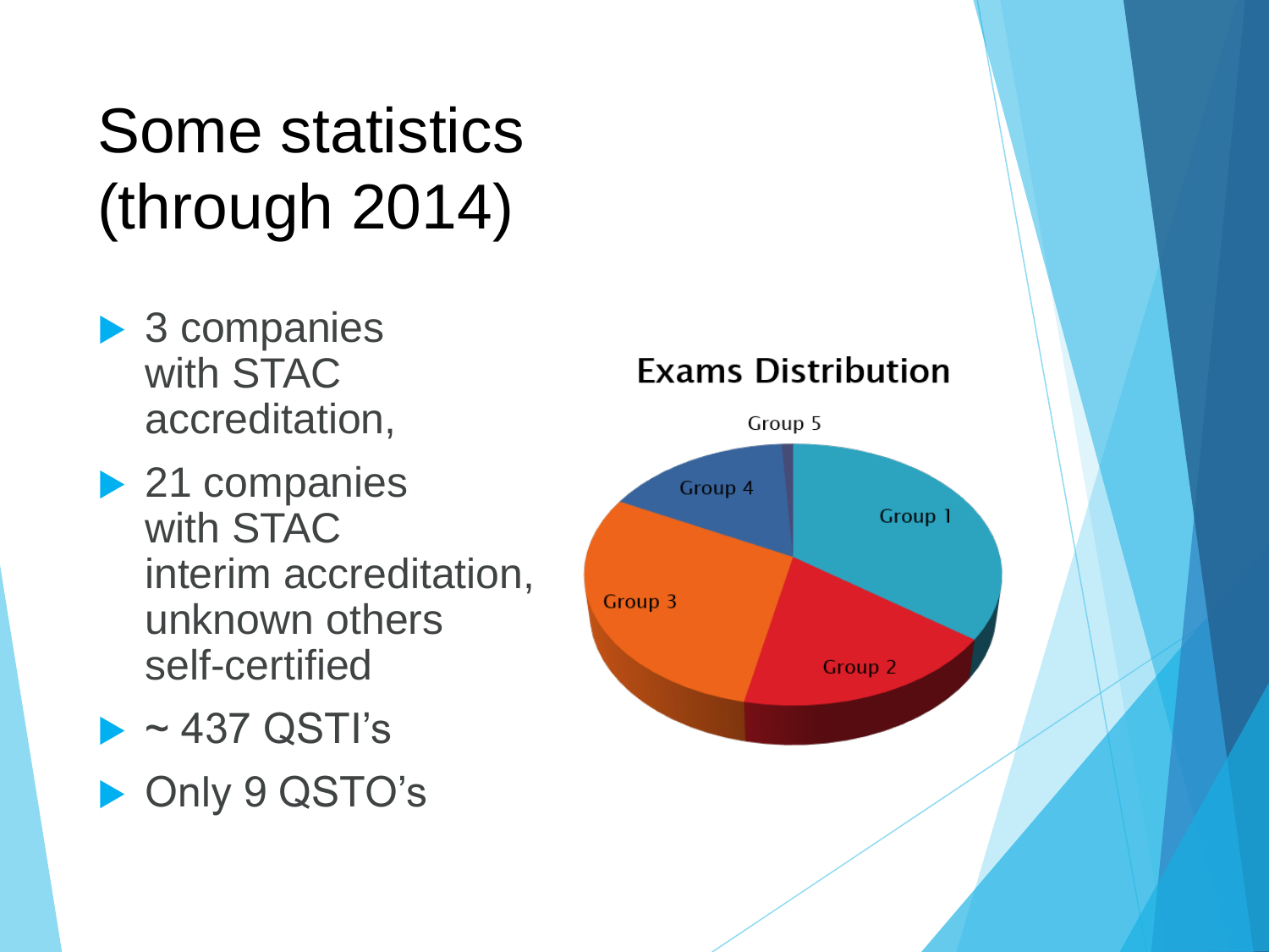# Some statistics (through 2014)

- 3 companies with STAC accreditation,
- 21 companies with STAC interim accreditation, unknown others self-certified
- ~ 437 QSTI's
- Only 9 QSTO's

**Exams Distribution**

Group 5

Group 4

Group 1

Group 3

Group 2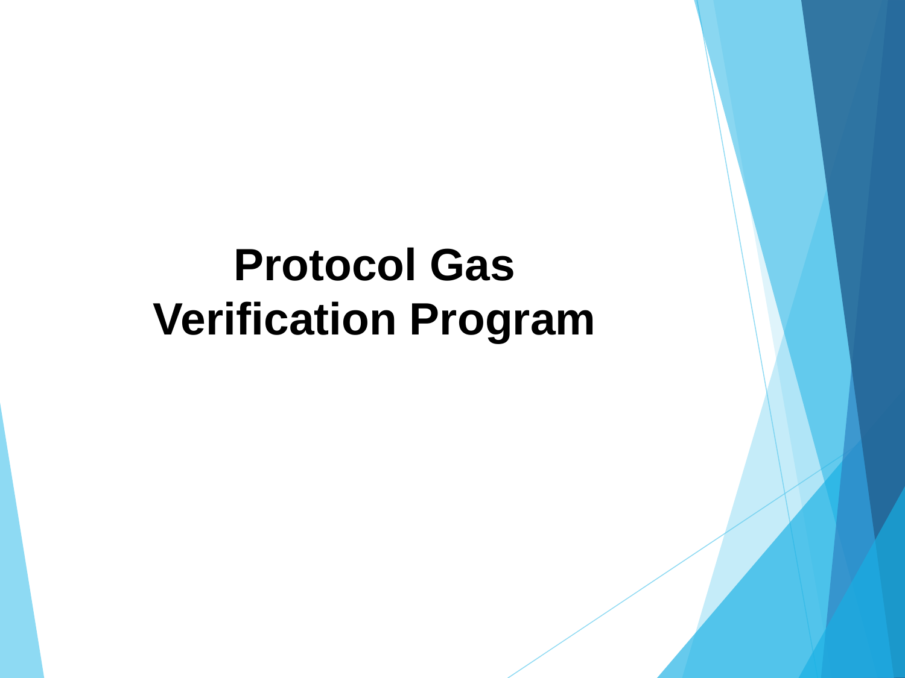# Protocol Gas Verification Program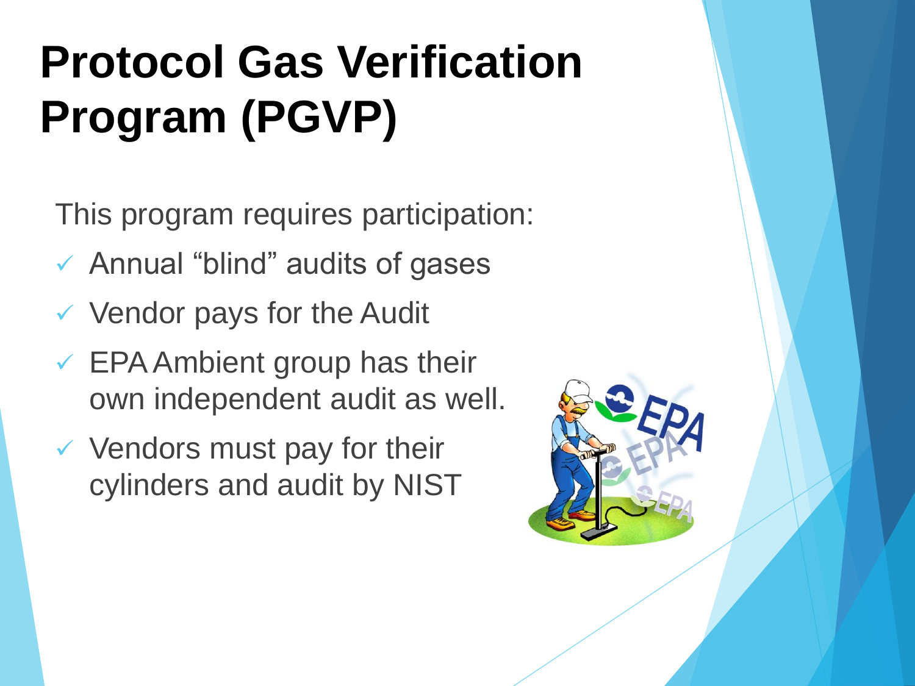# Protocol Gas Verification Program (PGVP)

This program requires participation:

- ✓ Annual "blind" audits of gases
- ✓ Vendor pays for the Audit
- ✓ EPA Ambient group has their own independent audit as well.
- ✓ Vendors must pay for their cylinders and audit by NIST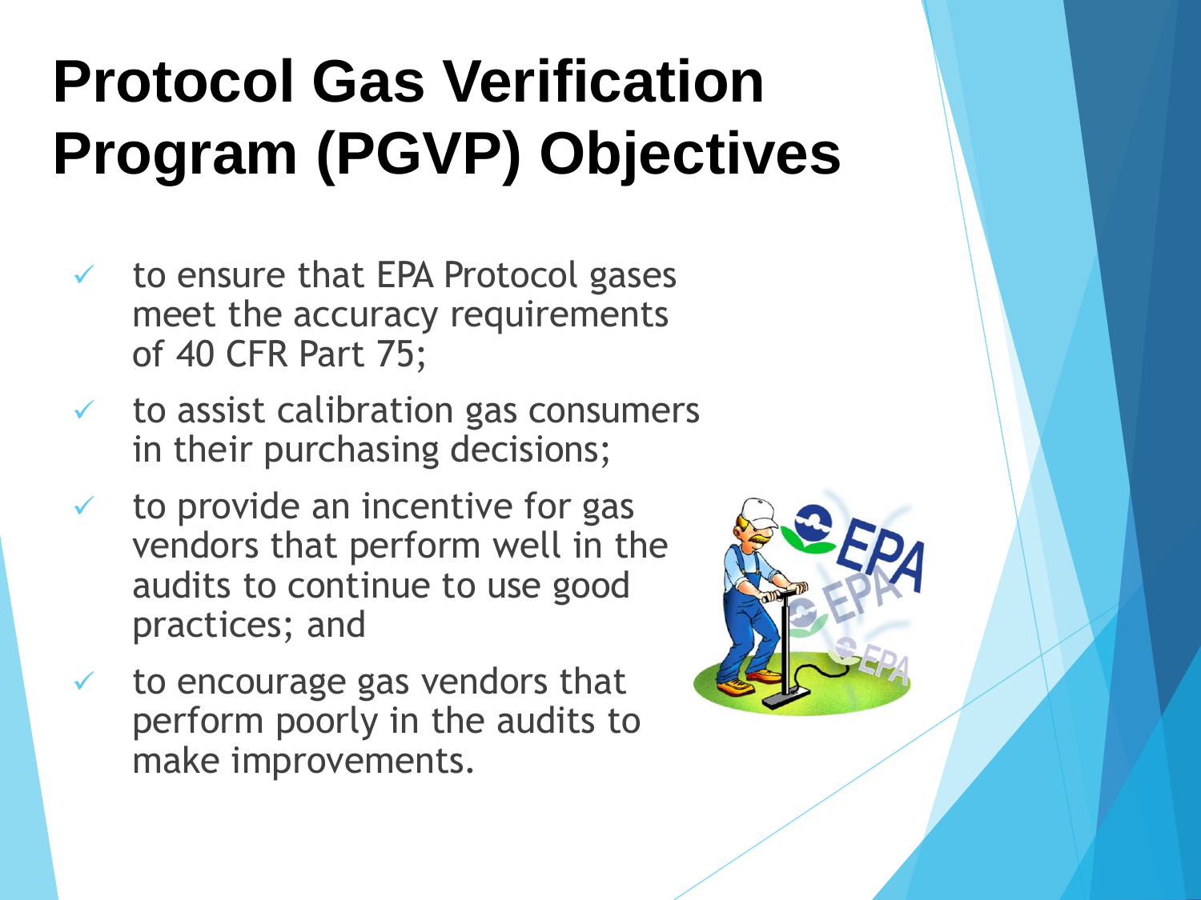# Protocol Gas Verification Program (PGVP) Objectives

- ✓ to ensure that EPA Protocol gases meet the accuracy requirements of 40 CFR Part 75;
- ✓ to assist calibration gas consumers in their purchasing decisions;
- ✓ to provide an incentive for gas vendors that perform well in the audits to continue to use good practices; and
- ✓ to encourage gas vendors that perform poorly in the audits to make improvements.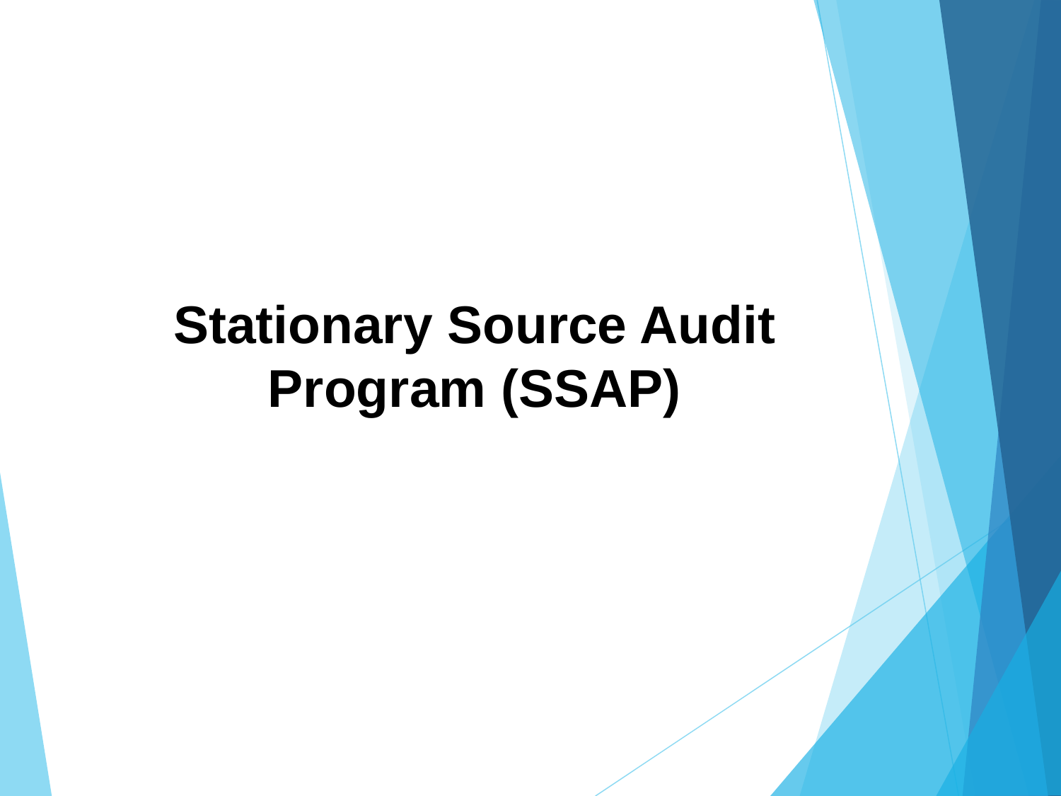# Stationary Source Audit Program (SSAP)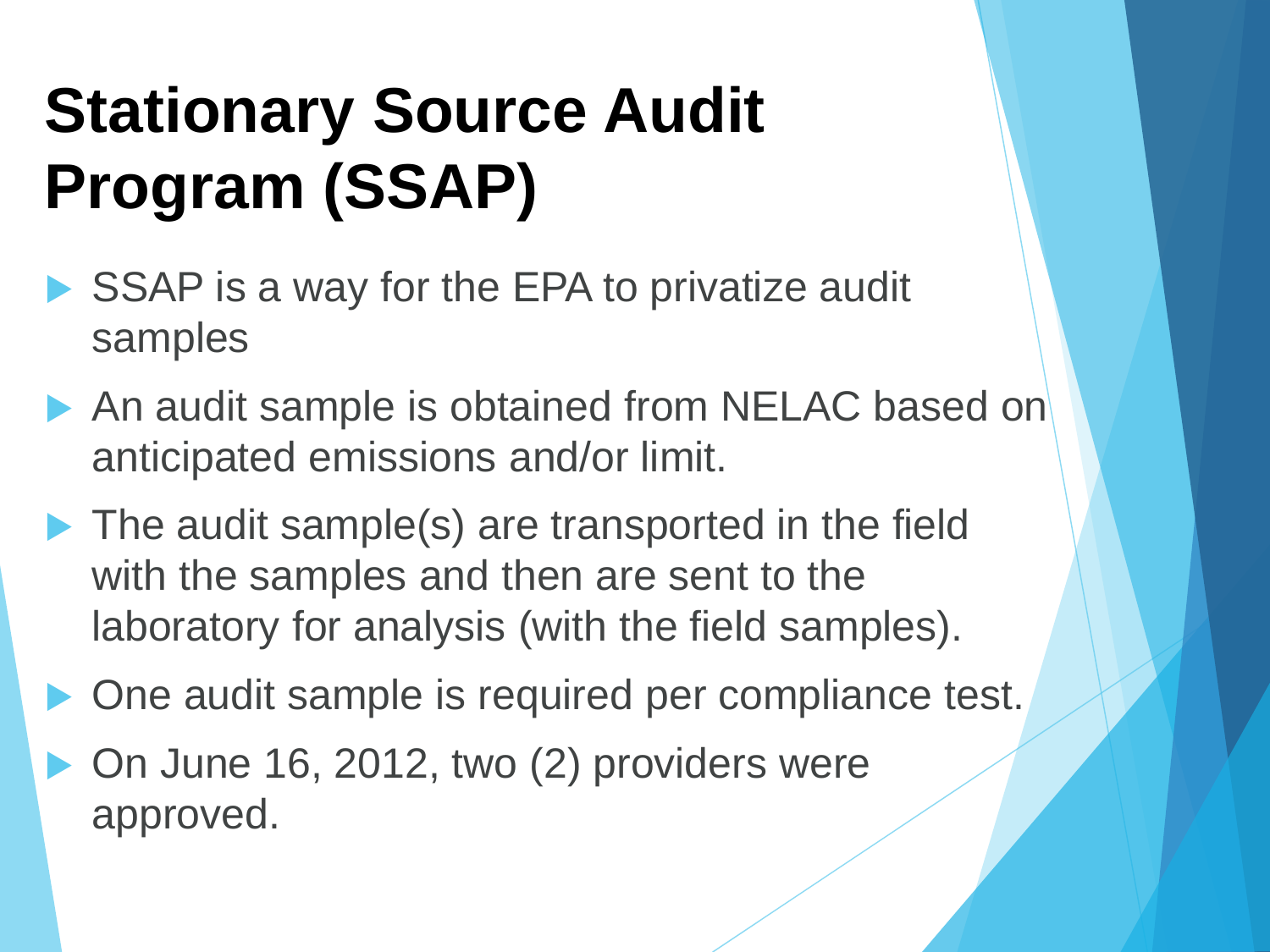# Stationary Source Audit Program (SSAP)

- SSAP is a way for the EPA to privatize audit samples
- An audit sample is obtained from NELAC based on anticipated emissions and/or limit.
- The audit sample(s) are transported in the field with the samples and then are sent to the laboratory for analysis (with the field samples).
- One audit sample is required per compliance test.
- On June 16, 2012, two (2) providers were approved.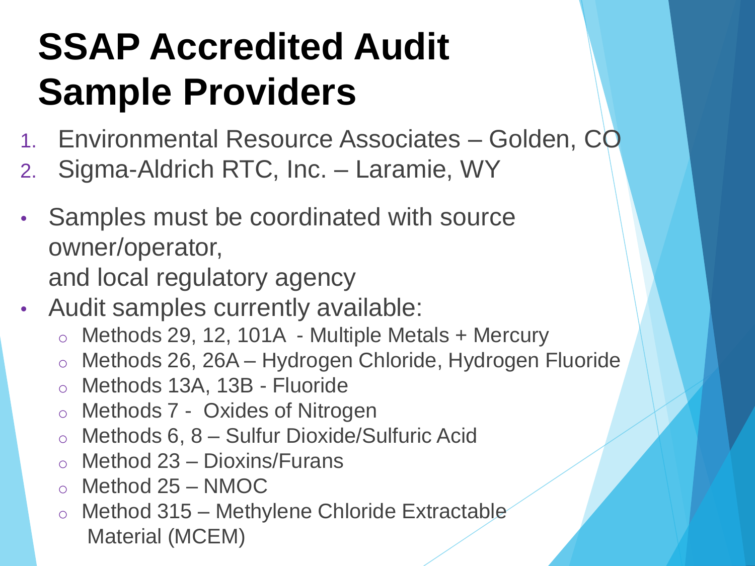# SSAP Accredited Audit Sample Providers

1. Environmental Resource Associates – Golden, CO
2. Sigma-Aldrich RTC, Inc. – Laramie, WY

- Samples must be coordinated with source owner/operator,
  and local regulatory agency
- Audit samples currently available:
  - Methods 29, 12, 101A - Multiple Metals + Mercury
  - Methods 26, 26A – Hydrogen Chloride, Hydrogen Fluoride
  - Methods 13A, 13B - Fluoride
  - Methods 7 - Oxides of Nitrogen
  - Methods 6, 8 – Sulfur Dioxide/Sulfuric Acid
  - Method 23 – Dioxins/Furans
  - Method 25 – NMOC
  - Method 315 – Methylene Chloride Extractable Material (MCEM)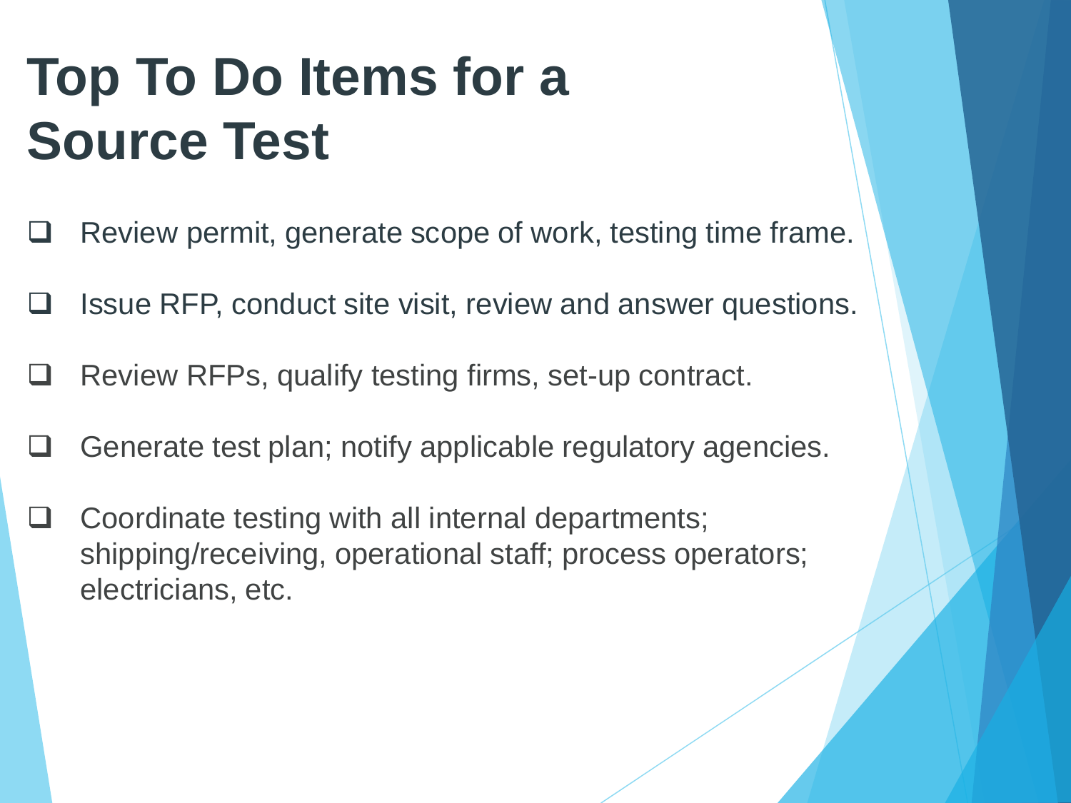# Top To Do Items for a Source Test

- [ ] Review permit, generate scope of work, testing time frame.
- [ ] Issue RFP, conduct site visit, review and answer questions.
- [ ] Review RFPs, qualify testing firms, set-up contract.
- [ ] Generate test plan; notify applicable regulatory agencies.
- [ ] Coordinate testing with all internal departments; shipping/receiving, operational staff; process operators; electricians, etc.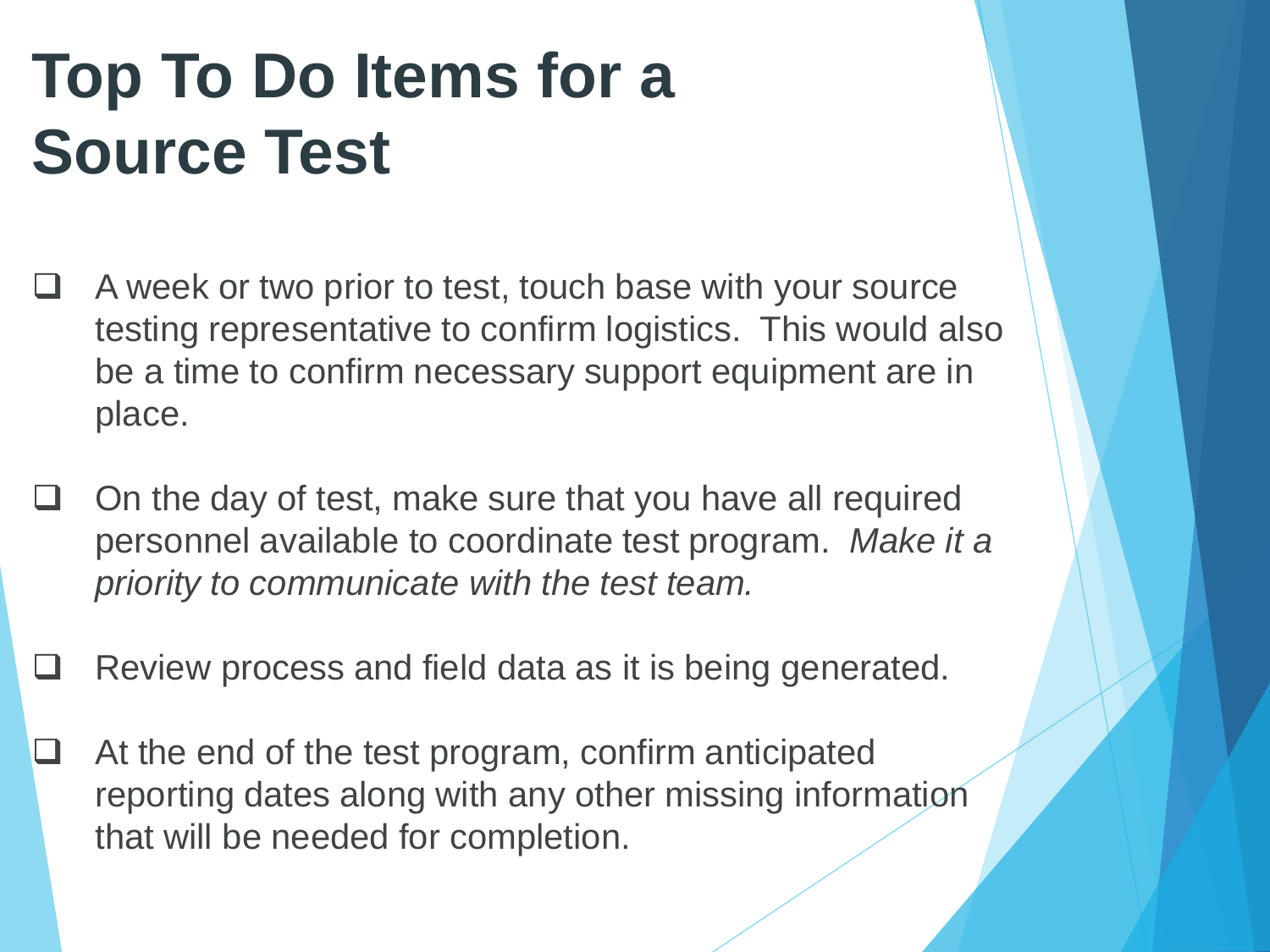# Top To Do Items for a Source Test

- A week or two prior to test, touch base with your source testing representative to confirm logistics. This would also be a time to confirm necessary support equipment are in place.

- On the day of test, make sure that you have all required personnel available to coordinate test program. *Make it a priority to communicate with the test team.*

- Review process and field data as it is being generated.

- At the end of the test program, confirm anticipated reporting dates along with any other missing information that will be needed for completion.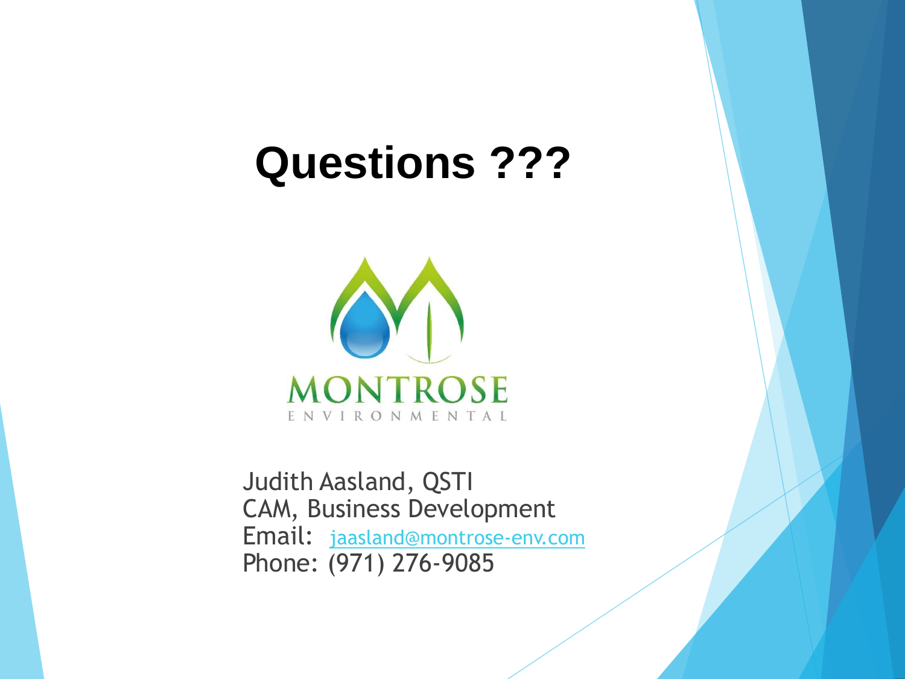# Questions ???

MONTROSE
ENVIRONMENTAL

Judith Aasland, QSTI
CAM, Business Development
Email: jaasland@montrose-env.com
Phone: (971) 276-9085